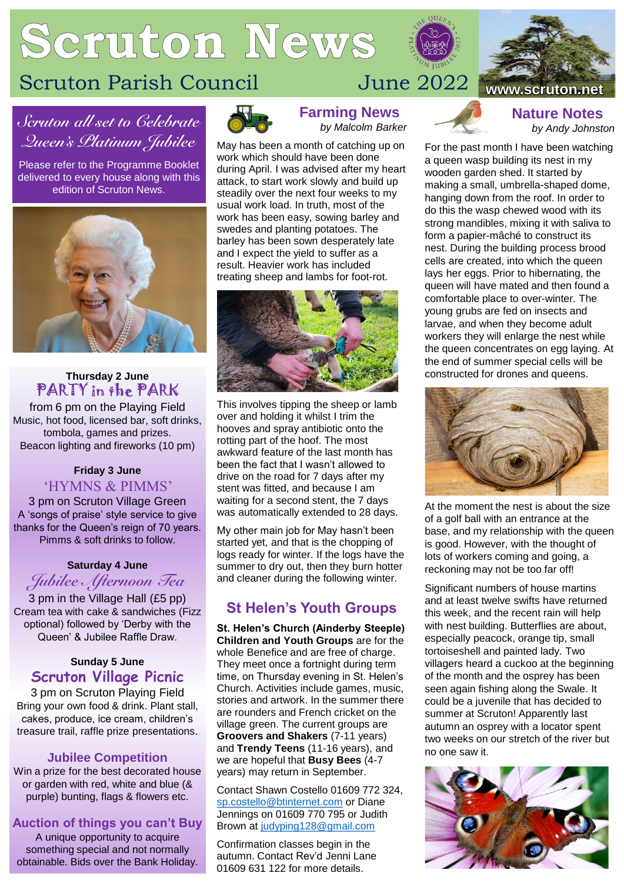# Scruton News

Scruton Parish Council — June 2022

www.scruton.net

## Scruton all set to Celebrate Queen's Platinum Jubilee

Please refer to the Programme Booklet delivered to every house along with this edition of Scruton News.

**Thursday 2 June**

### PARTY in the PARK

from 6 pm on the Playing Field
Music, hot food, licensed bar, soft drinks, tombola, games and prizes.
Beacon lighting and fireworks (10 pm)

**Friday 3 June**

### 'HYMNS & PIMMS'

3 pm on Scruton Village Green
A 'songs of praise' style service to give thanks for the Queen's reign of 70 years.
Pimms & soft drinks to follow.

**Saturday 4 June**

### Jubilee Afternoon Tea

3 pm in the Village Hall (£5 pp)
Cream tea with cake & sandwiches (Fizz optional) followed by 'Derby with the Queen' & Jubilee Raffle Draw.

**Sunday 5 June**

### Scruton Village Picnic

3 pm on Scruton Playing Field
Bring your own food & drink. Plant stall, cakes, produce, ice cream, children's treasure trail, raffle prize presentations.

### Jubilee Competition

Win a prize for the best decorated house or garden with red, white and blue (& purple) bunting, flags & flowers etc.

### Auction of things you can't Buy

A unique opportunity to acquire something special and not normally obtainable. Bids over the Bank Holiday.

## Farming News

*by Malcolm Barker*

May has been a month of catching up on work which should have been done during April. I was advised after my heart attack, to start work slowly and build up steadily over the next four weeks to my usual work load. In truth, most of the work has been easy, sowing barley and swedes and planting potatoes. The barley has been sown desperately late and I expect the yield to suffer as a result. Heavier work has included treating sheep and lambs for foot-rot.

This involves tipping the sheep or lamb over and holding it whilst I trim the hooves and spray antibiotic onto the rotting part of the hoof. The most awkward feature of the last month has been the fact that I wasn't allowed to drive on the road for 7 days after my stent was fitted, and because I am waiting for a second stent, the 7 days was automatically extended to 28 days.

My other main job for May hasn't been started yet, and that is the chopping of logs ready for winter. If the logs have the summer to dry out, then they burn hotter and cleaner during the following winter.

## St Helen's Youth Groups

**St. Helen's Church (Ainderby Steeple) Children and Youth Groups** are for the whole Benefice and are free of charge. They meet once a fortnight during term time, on Thursday evening in St. Helen's Church. Activities include games, music, stories and artwork. In the summer there are rounders and French cricket on the village green. The current groups are **Groovers and Shakers** (7-11 years) and **Trendy Teens** (11-16 years), and we are hopeful that **Busy Bees** (4-7 years) may return in September.

Contact Shawn Costello 01609 772 324, sp.costello@btinternet.com or Diane Jennings on 01609 770 795 or Judith Brown at judyping128@gmail.com

Confirmation classes begin in the autumn. Contact Rev'd Jenni Lane 01609 631 122 for more details.

## Nature Notes

*by Andy Johnston*

For the past month I have been watching a queen wasp building its nest in my wooden garden shed. It started by making a small, umbrella-shaped dome, hanging down from the roof. In order to do this the wasp chewed wood with its strong mandibles, mixing it with saliva to form a papier-mâché to construct its nest. During the building process brood cells are created, into which the queen lays her eggs. Prior to hibernating, the queen will have mated and then found a comfortable place to over-winter. The young grubs are fed on insects and larvae, and when they become adult workers they will enlarge the nest while the queen concentrates on egg laying. At the end of summer special cells will be constructed for drones and queens.

At the moment the nest is about the size of a golf ball with an entrance at the base, and my relationship with the queen is good. However, with the thought of lots of workers coming and going, a reckoning may not be too far off!

Significant numbers of house martins and at least twelve swifts have returned this week, and the recent rain will help with nest building. Butterflies are about, especially peacock, orange tip, small tortoiseshell and painted lady. Two villagers heard a cuckoo at the beginning of the month and the osprey has been seen again fishing along the Swale. It could be a juvenile that has decided to summer at Scruton! Apparently last autumn an osprey with a locator spent two weeks on our stretch of the river but no one saw it.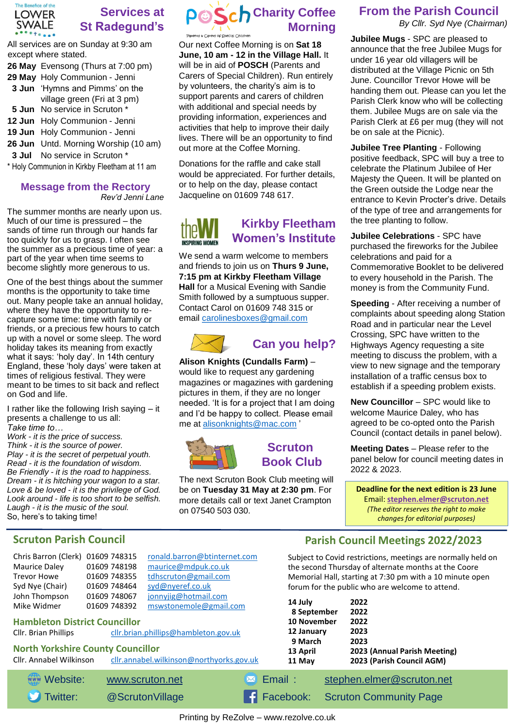## Services at St Radegund's

All services are on Sunday at 9:30 am except where stated.

| | |
|---|---|
| **26 May** | Evensong (Thurs at 7:00 pm) |
| **29 May** | Holy Communion - Jenni |
| **3 Jun** | 'Hymns and Pimms' on the village green (Fri at 3 pm) |
| **5 Jun** | No service in Scruton * |
| **12 Jun** | Holy Communion - Jenni |
| **19 Jun** | Holy Communion - Jenni |
| **26 Jun** | Untd. Morning Worship (10 am) |
| **3 Jul** | No service in Scruton * |

\* Holy Communion in Kirkby Fleetham at 11 am

## Message from the Rectory

*Rev'd Jenni Lane*

The summer months are nearly upon us. Much of our time is pressured – the sands of time run through our hands far too quickly for us to grasp. I often see the summer as a precious time of year: a part of the year when time seems to become slightly more generous to us.

One of the best things about the summer months is the opportunity to take time out. Many people take an annual holiday, where they have the opportunity to re-capture some time: time with family or friends, or a precious few hours to catch up with a novel or some sleep. The word holiday takes its meaning from exactly what it says: 'holy day'. In 14th century England, these 'holy days' were taken at times of religious festival. They were meant to be times to sit back and reflect on God and life.

I rather like the following Irish saying – it presents a challenge to us all:

*Take time to…*
*Work - it is the price of success.*
*Think - it is the source of power.*
*Play - it is the secret of perpetual youth.*
*Read - it is the foundation of wisdom.*
*Be Friendly - it is the road to happiness.*
*Dream - it is hitching your wagon to a star.*
*Love & be loved - it is the privilege of God.*
*Look around - life is too short to be selfish.*
*Laugh - it is the music of the soul.*

So, here's to taking time!

## POSCH Charity Coffee Morning

Our next Coffee Morning is on **Sat 18 June, 10 am - 12 in the Village Hall.** It will be in aid of **POSCH** (Parents and Carers of Special Children). Run entirely by volunteers, the charity's aim is to support parents and carers of children with additional and special needs by providing information, experiences and activities that help to improve their daily lives. There will be an opportunity to find out more at the Coffee Morning.

Donations for the raffle and cake stall would be appreciated. For further details, or to help on the day, please contact Jacqueline on 01609 748 617.

## Kirkby Fleetham Women's Institute

We send a warm welcome to members and friends to join us on **Thurs 9 June, 7:15 pm at Kirkby Fleetham Village Hall** for a Musical Evening with Sandie Smith followed by a sumptuous supper. Contact Carol on 01609 748 315 or email carolinesboxes@gmail.com

## Can you help?

**Alison Knights (Cundalls Farm)** – would like to request any gardening magazines or magazines with gardening pictures in them, if they are no longer needed. 'It is for a project that I am doing and I'd be happy to collect. Please email me at alisonknights@mac.com '

## Scruton Book Club

The next Scruton Book Club meeting will be on **Tuesday 31 May at 2:30 pm**. For more details call or text Janet Crampton on 07540 503 030.

## From the Parish Council

*By Cllr. Syd Nye (Chairman)*

**Jubilee Mugs** - SPC are pleased to announce that the free Jubilee Mugs for under 16 year old villagers will be distributed at the Village Picnic on 5th June. Councillor Trevor Howe will be handing them out. Please can you let the Parish Clerk know who will be collecting them. Jubilee Mugs are on sale via the Parish Clerk at £6 per mug (they will not be on sale at the Picnic).

**Jubilee Tree Planting** - Following positive feedback, SPC will buy a tree to celebrate the Platinum Jubilee of Her Majesty the Queen. It will be planted on the Green outside the Lodge near the entrance to Kevin Procter's drive. Details of the type of tree and arrangements for the tree planting to follow.

**Jubilee Celebrations** - SPC have purchased the fireworks for the Jubilee celebrations and paid for a Commemorative Booklet to be delivered to every household in the Parish. The money is from the Community Fund.

**Speeding** - After receiving a number of complaints about speeding along Station Road and in particular near the Level Crossing, SPC have written to the Highways Agency requesting a site meeting to discuss the problem, with a view to new signage and the temporary installation of a traffic census box to establish if a speeding problem exists.

**New Councillor** – SPC would like to welcome Maurice Daley, who has agreed to be co-opted onto the Parish Council (contact details in panel below).

**Meeting Dates** – Please refer to the panel below for council meeting dates in 2022 & 2023.

**Deadline for the next edition is 23 June**
Email: **stephen.elmer@scruton.net**
*(The editor reserves the right to make changes for editorial purposes)*

## Scruton Parish Council

| | | |
|---|---|---|
| Chris Barron (Clerk) | 01609 748315 | ronald.barron@btinternet.com |
| Maurice Daley | 01609 748198 | maurice@mdpuk.co.uk |
| Trevor Howe | 01609 748355 | tdhscruton@gmail.com |
| Syd Nye (Chair) | 01609 748464 | syd@nyeref.co.uk |
| John Thompson | 01609 748067 | jonnyjig@hotmail.com |
| Mike Widmer | 01609 748392 | mswstonemole@gmail.com |

### Hambleton District Councillor

Cllr. Brian Phillips cllr.brian.phillips@hambleton.gov.uk

### North Yorkshire County Councillor

Cllr. Annabel Wilkinson cllr.annabel.wilkinson@northyorks.gov.uk

## Parish Council Meetings 2022/2023

Subject to Covid restrictions, meetings are normally held on the second Thursday of alternate months at the Coore Memorial Hall, starting at 7:30 pm with a 10 minute open forum for the public who are welcome to attend.

| | |
|---|---|
| **14 July** | **2022** |
| **8 September** | **2022** |
| **10 November** | **2022** |
| **12 January** | **2023** |
| **9 March** | **2023** |
| **13 April** | **2023 (Annual Parish Meeting)** |
| **11 May** | **2023 (Parish Council AGM)** |

Website: www.scruton.net
Email : stephen.elmer@scruton.net
Twitter: @ScrutonVillage
Facebook: Scruton Community Page

Printing by ReZolve – www.rezolve.co.uk